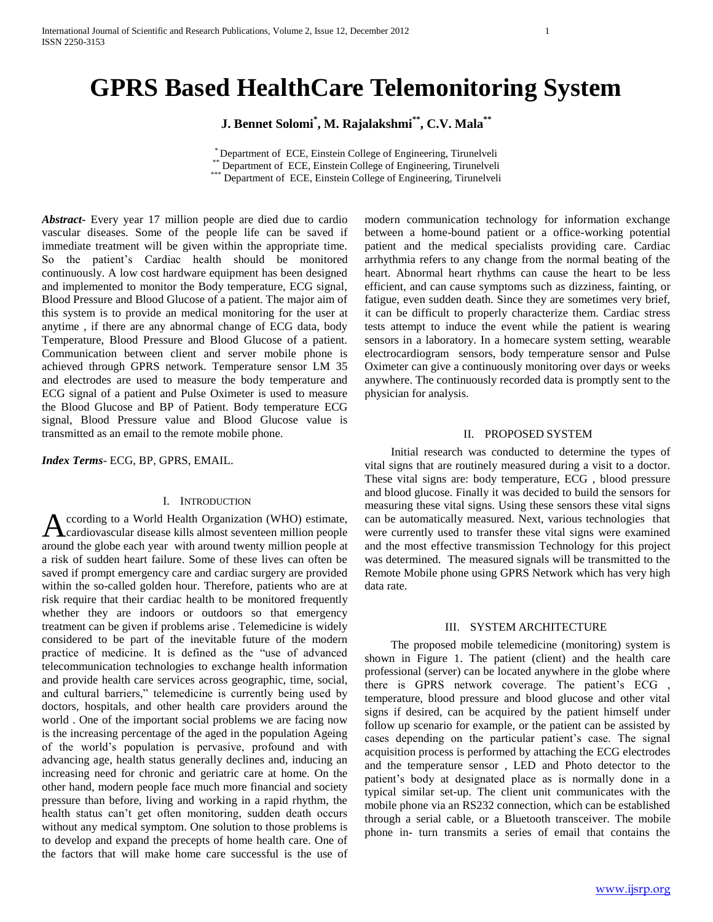# GPRS Based HealthCare Telemonitoring System

**J. Bennet Solomi[*], M. Rajalakshmi[**], C.V. Mala[**]**

[*] Department of ECE, Einstein College of Engineering, Tirunelveli
[**] Department of ECE, Einstein College of Engineering, Tirunelveli
[***] Department of ECE, Einstein College of Engineering, Tirunelveli

***Abstract***- Every year 17 million people are died due to cardio vascular diseases. Some of the people life can be saved if immediate treatment will be given within the appropriate time. So the patient's Cardiac health should be monitored continuously. A low cost hardware equipment has been designed and implemented to monitor the Body temperature, ECG signal, Blood Pressure and Blood Glucose of a patient. The major aim of this system is to provide an medical monitoring for the user at anytime , if there are any abnormal change of ECG data, body Temperature, Blood Pressure and Blood Glucose of a patient. Communication between client and server mobile phone is achieved through GPRS network. Temperature sensor LM 35 and electrodes are used to measure the body temperature and ECG signal of a patient and Pulse Oximeter is used to measure the Blood Glucose and BP of Patient. Body temperature ECG signal, Blood Pressure value and Blood Glucose value is transmitted as an email to the remote mobile phone.

***Index Terms***- ECG, BP, GPRS, EMAIL.

## I. Introduction

According to a World Health Organization (WHO) estimate, cardiovascular disease kills almost seventeen million people around the globe each year with around twenty million people at a risk of sudden heart failure. Some of these lives can often be saved if prompt emergency care and cardiac surgery are provided within the so-called golden hour. Therefore, patients who are at risk require that their cardiac health to be monitored frequently whether they are indoors or outdoors so that emergency treatment can be given if problems arise . Telemedicine is widely considered to be part of the inevitable future of the modern practice of medicine. It is defined as the "use of advanced telecommunication technologies to exchange health information and provide health care services across geographic, time, social, and cultural barriers," telemedicine is currently being used by doctors, hospitals, and other health care providers around the world . One of the important social problems we are facing now is the increasing percentage of the aged in the population Ageing of the world's population is pervasive, profound and with advancing age, health status generally declines and, inducing an increasing need for chronic and geriatric care at home. On the other hand, modern people face much more financial and society pressure than before, living and working in a rapid rhythm, the health status can't get often monitoring, sudden death occurs without any medical symptom. One solution to those problems is to develop and expand the precepts of home health care. One of the factors that will make home care successful is the use of modern communication technology for information exchange between a home-bound patient or a office-working potential patient and the medical specialists providing care. Cardiac arrhythmia refers to any change from the normal beating of the heart. Abnormal heart rhythms can cause the heart to be less efficient, and can cause symptoms such as dizziness, fainting, or fatigue, even sudden death. Since they are sometimes very brief, it can be difficult to properly characterize them. Cardiac stress tests attempt to induce the event while the patient is wearing sensors in a laboratory. In a homecare system setting, wearable electrocardiogram sensors, body temperature sensor and Pulse Oximeter can give a continuously monitoring over days or weeks anywhere. The continuously recorded data is promptly sent to the physician for analysis.

## II. Proposed System

Initial research was conducted to determine the types of vital signs that are routinely measured during a visit to a doctor. These vital signs are: body temperature, ECG , blood pressure and blood glucose. Finally it was decided to build the sensors for measuring these vital signs. Using these sensors these vital signs can be automatically measured. Next, various technologies that were currently used to transfer these vital signs were examined and the most effective transmission Technology for this project was determined. The measured signals will be transmitted to the Remote Mobile phone using GPRS Network which has very high data rate.

## III. System Architecture

The proposed mobile telemedicine (monitoring) system is shown in Figure 1. The patient (client) and the health care professional (server) can be located anywhere in the globe where there is GPRS network coverage. The patient's ECG , temperature, blood pressure and blood glucose and other vital signs if desired, can be acquired by the patient himself under follow up scenario for example, or the patient can be assisted by cases depending on the particular patient's case. The signal acquisition process is performed by attaching the ECG electrodes and the temperature sensor , LED and Photo detector to the patient's body at designated place as is normally done in a typical similar set-up. The client unit communicates with the mobile phone via an RS232 connection, which can be established through a serial cable, or a Bluetooth transceiver. The mobile phone in- turn transmits a series of email that contains the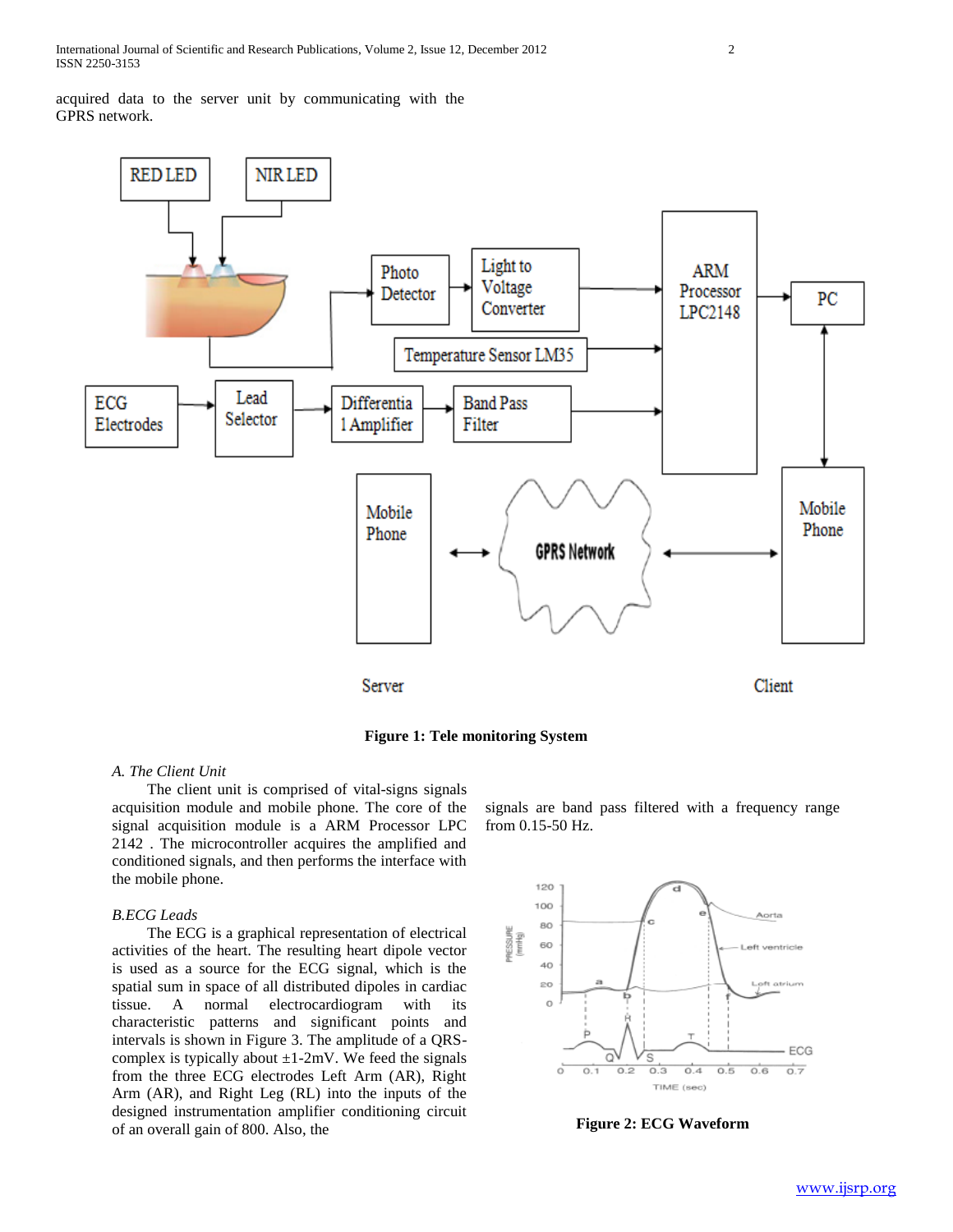acquired data to the server unit by communicating with the GPRS network.

**Figure 1: Tele monitoring System**

*A. The Client Unit*

The client unit is comprised of vital-signs signals acquisition module and mobile phone. The core of the signal acquisition module is a ARM Processor LPC 2142 . The microcontroller acquires the amplified and conditioned signals, and then performs the interface with the mobile phone.

*B.ECG Leads*

The ECG is a graphical representation of electrical activities of the heart. The resulting heart dipole vector is used as a source for the ECG signal, which is the spatial sum in space of all distributed dipoles in cardiac tissue. A normal electrocardiogram with its characteristic patterns and significant points and intervals is shown in Figure 3. The amplitude of a QRS-complex is typically about ±1-2mV. We feed the signals from the three ECG electrodes Left Arm (AR), Right Arm (AR), and Right Leg (RL) into the inputs of the designed instrumentation amplifier conditioning circuit of an overall gain of 800. Also, the signals are band pass filtered with a frequency range from 0.15-50 Hz.

**Figure 2: ECG Waveform**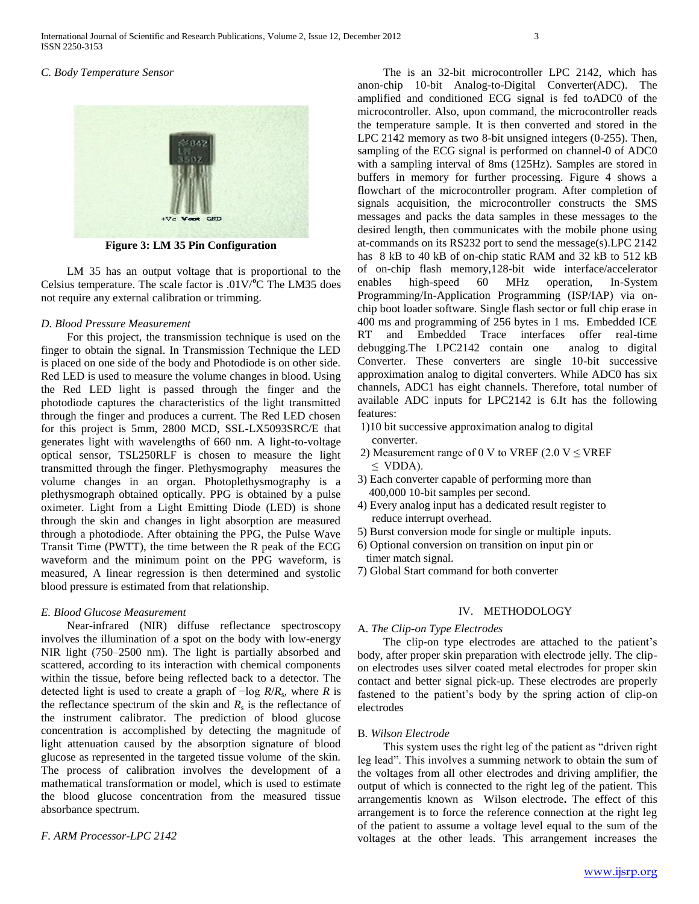### C. Body Temperature Sensor

Figure 3: LM 35 Pin Configuration

LM 35 has an output voltage that is proportional to the Celsius temperature. The scale factor is .01V/°C The LM35 does not require any external calibration or trimming.

### D. Blood Pressure Measurement

For this project, the transmission technique is used on the finger to obtain the signal. In Transmission Technique the LED is placed on one side of the body and Photodiode is on other side. Red LED is used to measure the volume changes in blood. Using the Red LED light is passed through the finger and the photodiode captures the characteristics of the light transmitted through the finger and produces a current. The Red LED chosen for this project is 5mm, 2800 MCD, SSL-LX5093SRC/E that generates light with wavelengths of 660 nm. A light-to-voltage optical sensor, TSL250RLF is chosen to measure the light transmitted through the finger. Plethysmography measures the volume changes in an organ. Photoplethysmography is a plethysmograph obtained optically. PPG is obtained by a pulse oximeter. Light from a Light Emitting Diode (LED) is shone through the skin and changes in light absorption are measured through a photodiode. After obtaining the PPG, the Pulse Wave Transit Time (PWTT), the time between the R peak of the ECG waveform and the minimum point on the PPG waveform, is measured, A linear regression is then determined and systolic blood pressure is estimated from that relationship.

### E. Blood Glucose Measurement

Near-infrared (NIR) diffuse reflectance spectroscopy involves the illumination of a spot on the body with low-energy NIR light (750–2500 nm). The light is partially absorbed and scattered, according to its interaction with chemical components within the tissue, before being reflected back to a detector. The detected light is used to create a graph of $-\log R/R_s$, where $R$ is the reflectance spectrum of the skin and $R_s$ is the reflectance of the instrument calibrator. The prediction of blood glucose concentration is accomplished by detecting the magnitude of light attenuation caused by the absorption signature of blood glucose as represented in the targeted tissue volume of the skin. The process of calibration involves the development of a mathematical transformation or model, which is used to estimate the blood glucose concentration from the measured tissue absorbance spectrum.

### F. ARM Processor-LPC 2142

The is an 32-bit microcontroller LPC 2142, which has anon-chip 10-bit Analog-to-Digital Converter(ADC). The amplified and conditioned ECG signal is fed toADC0 of the microcontroller. Also, upon command, the microcontroller reads the temperature sample. It is then converted and stored in the LPC 2142 memory as two 8-bit unsigned integers (0-255). Then, sampling of the ECG signal is performed on channel-0 of ADC0 with a sampling interval of 8ms (125Hz). Samples are stored in buffers in memory for further processing. Figure 4 shows a flowchart of the microcontroller program. After completion of signals acquisition, the microcontroller constructs the SMS messages and packs the data samples in these messages to the desired length, then communicates with the mobile phone using at-commands on its RS232 port to send the message(s).LPC 2142 has 8 kB to 40 kB of on-chip static RAM and 32 kB to 512 kB of on-chip flash memory,128-bit wide interface/accelerator enables high-speed 60 MHz operation, In-System Programming/In-Application Programming (ISP/IAP) via on-chip boot loader software. Single flash sector or full chip erase in 400 ms and programming of 256 bytes in 1 ms. Embedded ICE RT and Embedded Trace interfaces offer real-time debugging.The LPC2142 contain one analog to digital Converter. These converters are single 10-bit successive approximation analog to digital converters. While ADC0 has six channels, ADC1 has eight channels. Therefore, total number of available ADC inputs for LPC2142 is 6.It has the following features:

1) 10 bit successive approximation analog to digital converter.
2) Measurement range of 0 V to VREF (2.0 V ≤ VREF ≤ VDDA).
3) Each converter capable of performing more than 400,000 10-bit samples per second.
4) Every analog input has a dedicated result register to reduce interrupt overhead.
5) Burst conversion mode for single or multiple inputs.
6) Optional conversion on transition on input pin or timer match signal.
7) Global Start command for both converter

## IV. METHODOLOGY

### A. The Clip-on Type Electrodes

The clip-on type electrodes are attached to the patient's body, after proper skin preparation with electrode jelly. The clip-on electrodes uses silver coated metal electrodes for proper skin contact and better signal pick-up. These electrodes are properly fastened to the patient's body by the spring action of clip-on electrodes

### B. Wilson Electrode

This system uses the right leg of the patient as "driven right leg lead". This involves a summing network to obtain the sum of the voltages from all other electrodes and driving amplifier, the output of which is connected to the right leg of the patient. This arrangementis known as Wilson electrode**.** The effect of this arrangement is to force the reference connection at the right leg of the patient to assume a voltage level equal to the sum of the voltages at the other leads. This arrangement increases the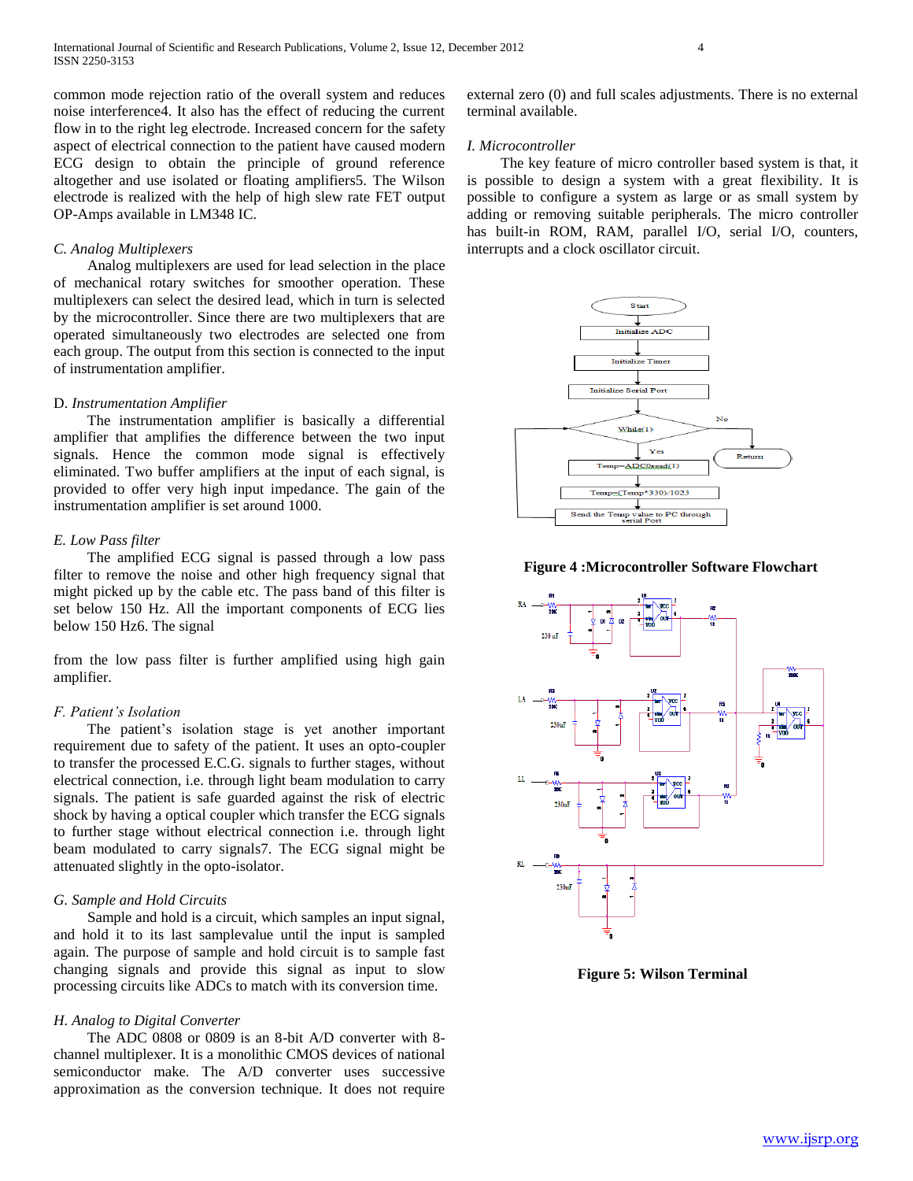common mode rejection ratio of the overall system and reduces noise interference4. It also has the effect of reducing the current flow in to the right leg electrode. Increased concern for the safety aspect of electrical connection to the patient have caused modern ECG design to obtain the principle of ground reference altogether and use isolated or floating amplifiers5. The Wilson electrode is realized with the help of high slew rate FET output OP-Amps available in LM348 IC.

### C. Analog Multiplexers

Analog multiplexers are used for lead selection in the place of mechanical rotary switches for smoother operation. These multiplexers can select the desired lead, which in turn is selected by the microcontroller. Since there are two multiplexers that are operated simultaneously two electrodes are selected one from each group. The output from this section is connected to the input of instrumentation amplifier.

### D. Instrumentation Amplifier

The instrumentation amplifier is basically a differential amplifier that amplifies the difference between the two input signals. Hence the common mode signal is effectively eliminated. Two buffer amplifiers at the input of each signal, is provided to offer very high input impedance. The gain of the instrumentation amplifier is set around 1000.

### E. Low Pass filter

The amplified ECG signal is passed through a low pass filter to remove the noise and other high frequency signal that might picked up by the cable etc. The pass band of this filter is set below 150 Hz. All the important components of ECG lies below 150 Hz6. The signal

from the low pass filter is further amplified using high gain amplifier.

### F. Patient's Isolation

The patient's isolation stage is yet another important requirement due to safety of the patient. It uses an opto-coupler to transfer the processed E.C.G. signals to further stages, without electrical connection, i.e. through light beam modulation to carry signals. The patient is safe guarded against the risk of electric shock by having a optical coupler which transfer the ECG signals to further stage without electrical connection i.e. through light beam modulated to carry signals7. The ECG signal might be attenuated slightly in the opto-isolator.

### G. Sample and Hold Circuits

Sample and hold is a circuit, which samples an input signal, and hold it to its last samplevalue until the input is sampled again. The purpose of sample and hold circuit is to sample fast changing signals and provide this signal as input to slow processing circuits like ADCs to match with its conversion time.

### H. Analog to Digital Converter

The ADC 0808 or 0809 is an 8-bit A/D converter with 8-channel multiplexer. It is a monolithic CMOS devices of national semiconductor make. The A/D converter uses successive approximation as the conversion technique. It does not require external zero (0) and full scales adjustments. There is no external terminal available.

### I. Microcontroller

The key feature of micro controller based system is that, it is possible to design a system with a great flexibility. It is possible to configure a system as large or as small system by adding or removing suitable peripherals. The micro controller has built-in ROM, RAM, parallel I/O, serial I/O, counters, interrupts and a clock oscillator circuit.

**Figure 4 :Microcontroller Software Flowchart**

**Figure 5: Wilson Terminal**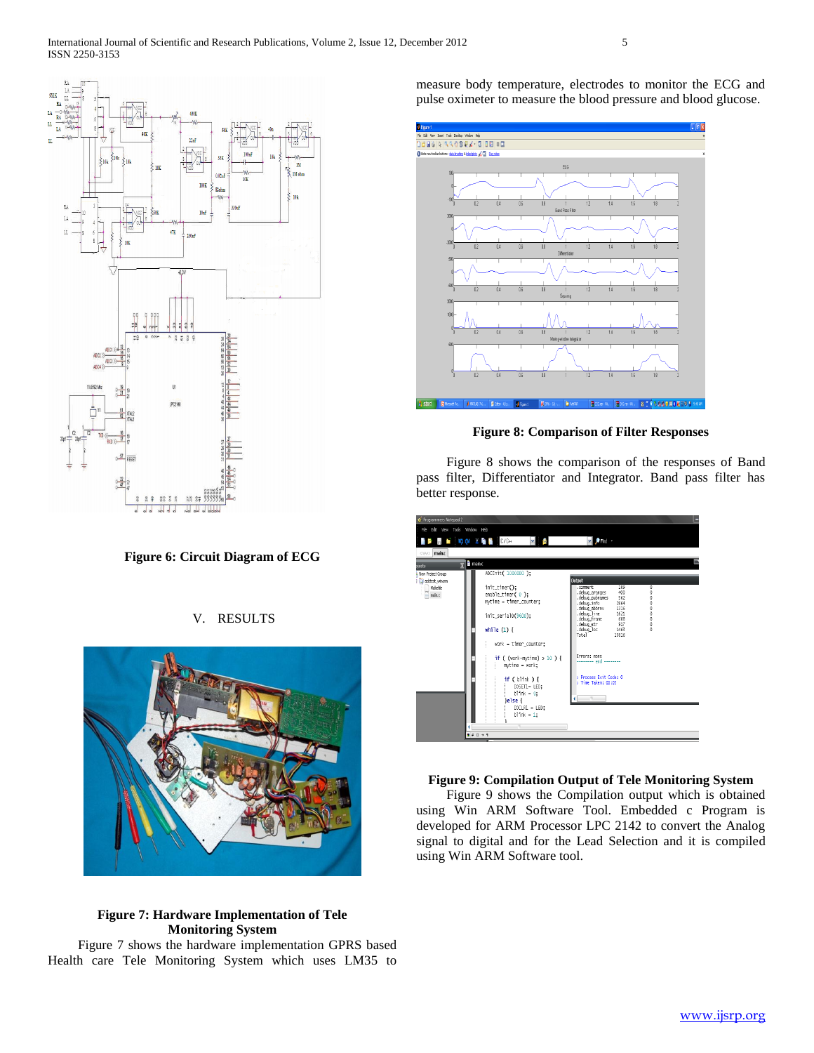Figure 6: Circuit Diagram of ECG

## V. RESULTS

**Figure 7: Hardware Implementation of Tele Monitoring System**

Figure 7 shows the hardware implementation GPRS based Health care Tele Monitoring System which uses LM35 to measure body temperature, electrodes to monitor the ECG and pulse oximeter to measure the blood pressure and blood glucose.

**Figure 8: Comparison of Filter Responses**

Figure 8 shows the comparison of the responses of Band pass filter, Differentiator and Integrator. Band pass filter has better response.

**Figure 9: Compilation Output of Tele Monitoring System**

Figure 9 shows the Compilation output which is obtained using Win ARM Software Tool. Embedded c Program is developed for ARM Processor LPC 2142 to convert the Analog signal to digital and for the Lead Selection and it is compiled using Win ARM Software tool.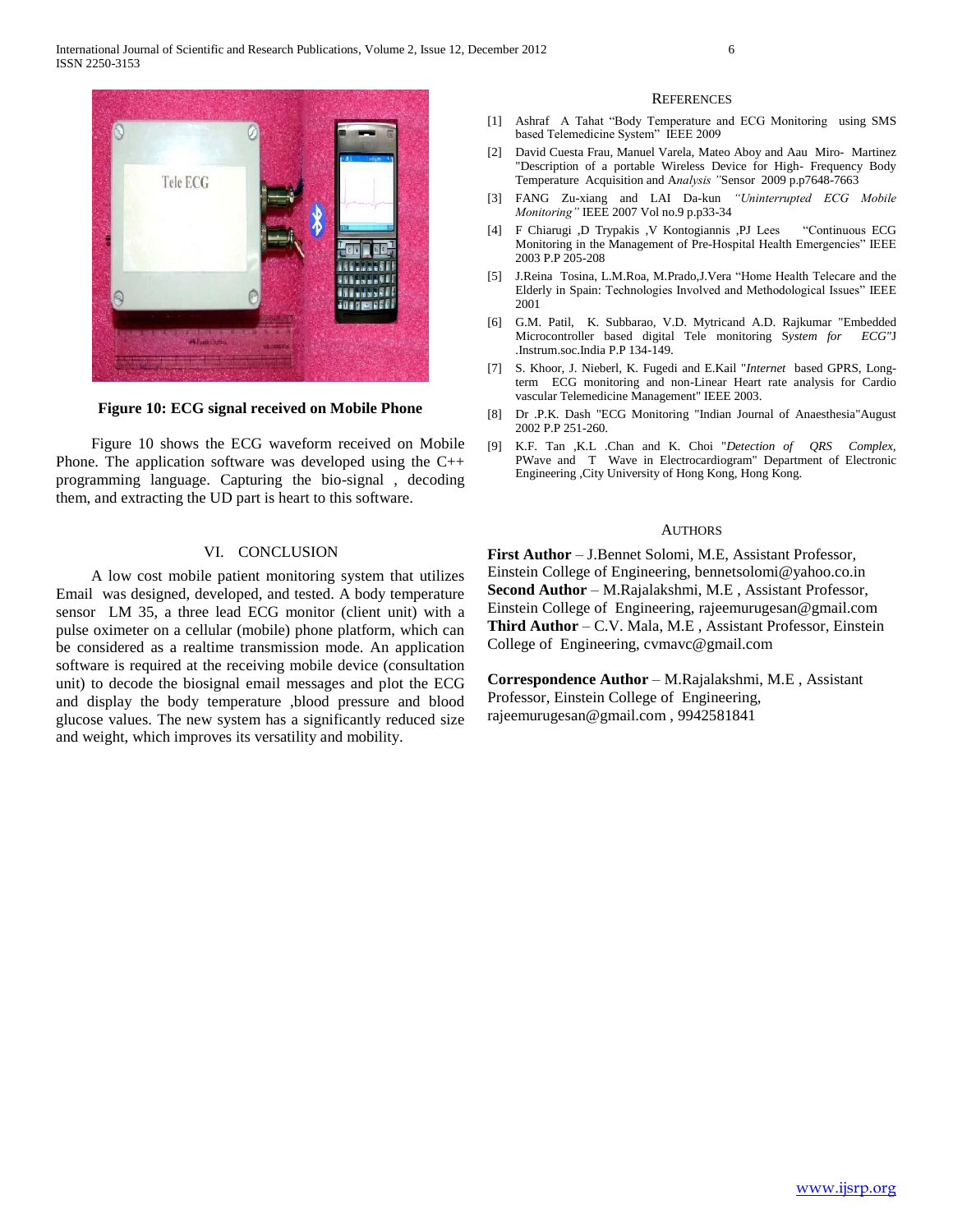**Figure 10: ECG signal received on Mobile Phone**

Figure 10 shows the ECG waveform received on Mobile Phone. The application software was developed using the C++ programming language. Capturing the bio-signal , decoding them, and extracting the UD part is heart to this software.

## VI. CONCLUSION

A low cost mobile patient monitoring system that utilizes Email was designed, developed, and tested. A body temperature sensor LM 35, a three lead ECG monitor (client unit) with a pulse oximeter on a cellular (mobile) phone platform, which can be considered as a realtime transmission mode. An application software is required at the receiving mobile device (consultation unit) to decode the biosignal email messages and plot the ECG and display the body temperature ,blood pressure and blood glucose values. The new system has a significantly reduced size and weight, which improves its versatility and mobility.

## REFERENCES

[1] Ashraf A Tahat "Body Temperature and ECG Monitoring using SMS based Telemedicine System" IEEE 2009

[2] David Cuesta Frau, Manuel Varela, Mateo Aboy and Aau Miro- Martinez "Description of a portable Wireless Device for High- Frequency Body Temperature Acquisition and A*nalysis* "Sensor 2009 p.p7648-7663

[3] FANG Zu-xiang and LAI Da-kun *"Uninterrupted ECG Mobile Monitoring"* IEEE 2007 Vol no.9 p.p33-34

[4] F Chiarugi ,D Trypakis ,V Kontogiannis ,PJ Lees "Continuous ECG Monitoring in the Management of Pre-Hospital Health Emergencies" IEEE 2003 P.P 205-208

[5] J.Reina Tosina, L.M.Roa, M.Prado,J.Vera "Home Health Telecare and the Elderly in Spain: Technologies Involved and Methodological Issues" IEEE 2001

[6] G.M. Patil, K. Subbarao, V.D. Mytricand A.D. Rajkumar "Embedded Microcontroller based digital Tele monitoring S*ystem for ECG"*J .Instrum.soc.India P.P 134-149.

[7] S. Khoor, J. Nieberl, K. Fugedi and E.Kail "*Internet* based GPRS, Long-term ECG monitoring and non-Linear Heart rate analysis for Cardio vascular Telemedicine Management" IEEE 2003.

[8] Dr .P.K. Dash "ECG Monitoring "Indian Journal of Anaesthesia"August 2002 P.P 251-260.

[9] K.F. Tan ,K.L .Chan and K. Choi "*Detection of QRS Complex,* PWave and T Wave in Electrocardiogram" Department of Electronic Engineering ,City University of Hong Kong, Hong Kong.

## AUTHORS

**First Author** – J.Bennet Solomi, M.E, Assistant Professor, Einstein College of Engineering, bennetsolomi@yahoo.co.in

**Second Author** – M.Rajalakshmi, M.E , Assistant Professor, Einstein College of Engineering, rajeemurugesan@gmail.com

**Third Author** – C.V. Mala, M.E , Assistant Professor, Einstein College of Engineering, cvmavc@gmail.com

**Correspondence Author** – M.Rajalakshmi, M.E , Assistant Professor, Einstein College of Engineering, rajeemurugesan@gmail.com , 9942581841